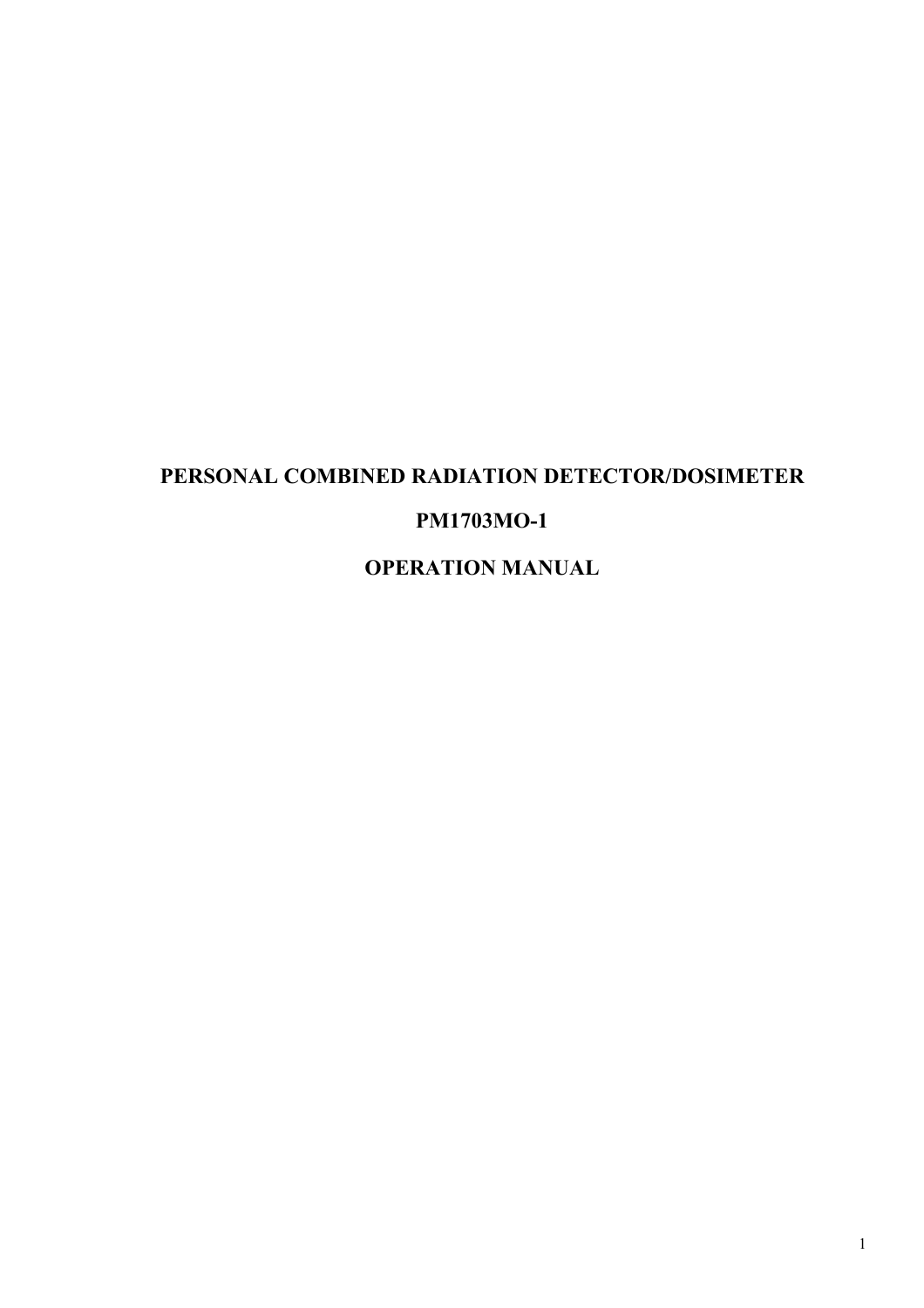# PERSONAL COMBINED RADIATION DETECTOR/DOSIMETER

# PM1703MO-1

# OPERATION MANUAL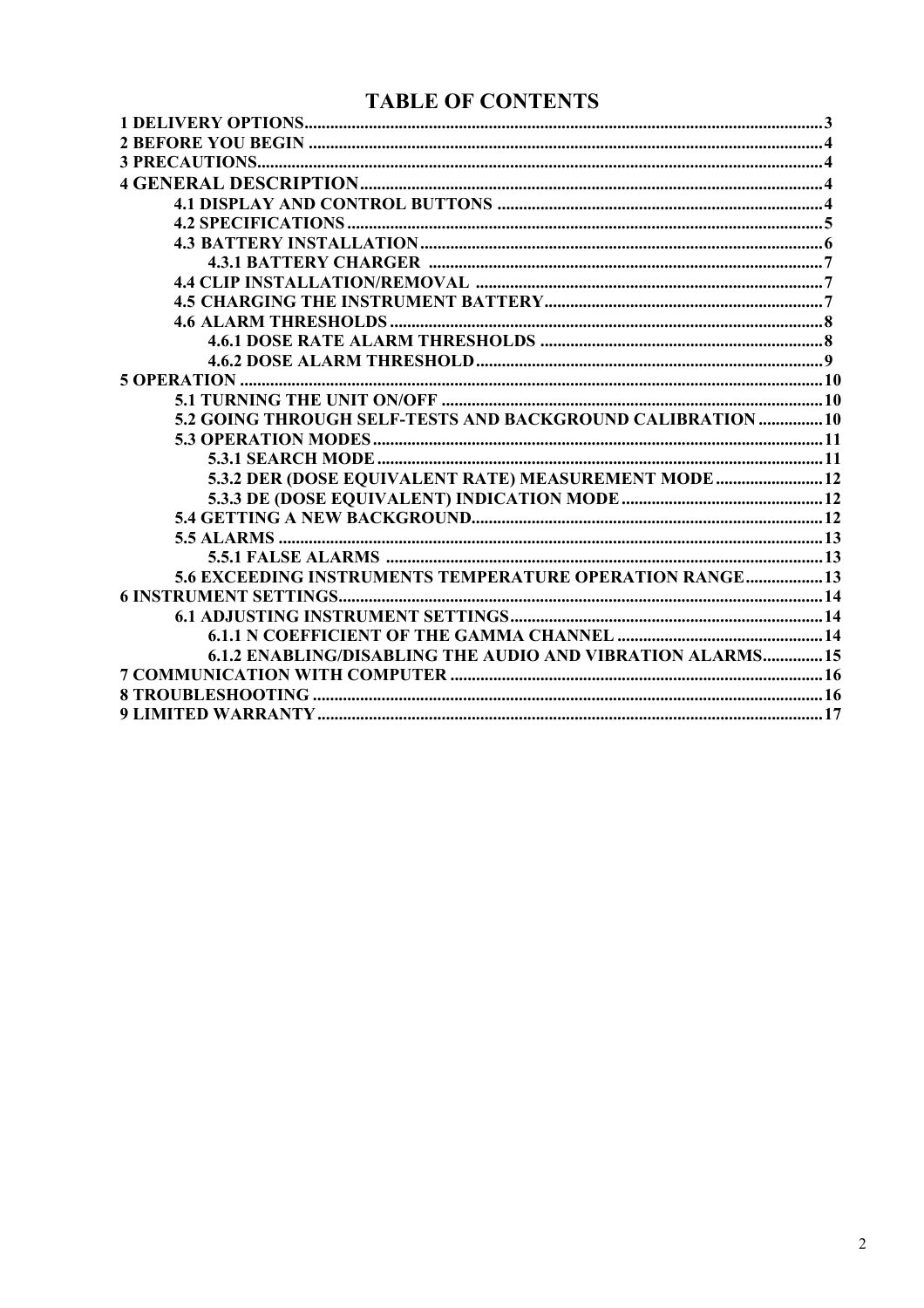# TABLE OF CONTENTS

1 DELIVERY OPTIONS....................................................3
2 BEFORE YOU BEGIN....................................................4
3 PRECAUTIONS....................................................4
4 GENERAL DESCRIPTION....................................................4
- 4.1 DISPLAY AND CONTROL BUTTONS....................................................4
- 4.2 SPECIFICATIONS....................................................5
- 4.3 BATTERY INSTALLATION....................................................6
  - 4.3.1 BATTERY CHARGER....................................................7
- 4.4 CLIP INSTALLATION/REMOVAL....................................................7
- 4.5 CHARGING THE INSTRUMENT BATTERY....................................................7
- 4.6 ALARM THRESHOLDS....................................................8
  - 4.6.1 DOSE RATE ALARM THRESHOLDS....................................................8
  - 4.6.2 DOSE ALARM THRESHOLD....................................................9

5 OPERATION....................................................10
- 5.1 TURNING THE UNIT ON/OFF....................................................10
- 5.2 GOING THROUGH SELF-TESTS AND BACKGROUND CALIBRATION....................................................10
- 5.3 OPERATION MODES....................................................11
  - 5.3.1 SEARCH MODE....................................................11
  - 5.3.2 DER (DOSE EQUIVALENT RATE) MEASUREMENT MODE....................................................12
  - 5.3.3 DE (DOSE EQUIVALENT) INDICATION MODE....................................................12
- 5.4 GETTING A NEW BACKGROUND....................................................12
- 5.5 ALARMS....................................................13
  - 5.5.1 FALSE ALARMS....................................................13
- 5.6 EXCEEDING INSTRUMENTS TEMPERATURE OPERATION RANGE....................................................13

6 INSTRUMENT SETTINGS....................................................14
- 6.1 ADJUSTING INSTRUMENT SETTINGS....................................................14
  - 6.1.1 N COEFFICIENT OF THE GAMMA CHANNEL....................................................14
  - 6.1.2 ENABLING/DISABLING THE AUDIO AND VIBRATION ALARMS....................................................15

7 COMMUNICATION WITH COMPUTER....................................................16
8 TROUBLESHOOTING....................................................16
9 LIMITED WARRANTY....................................................17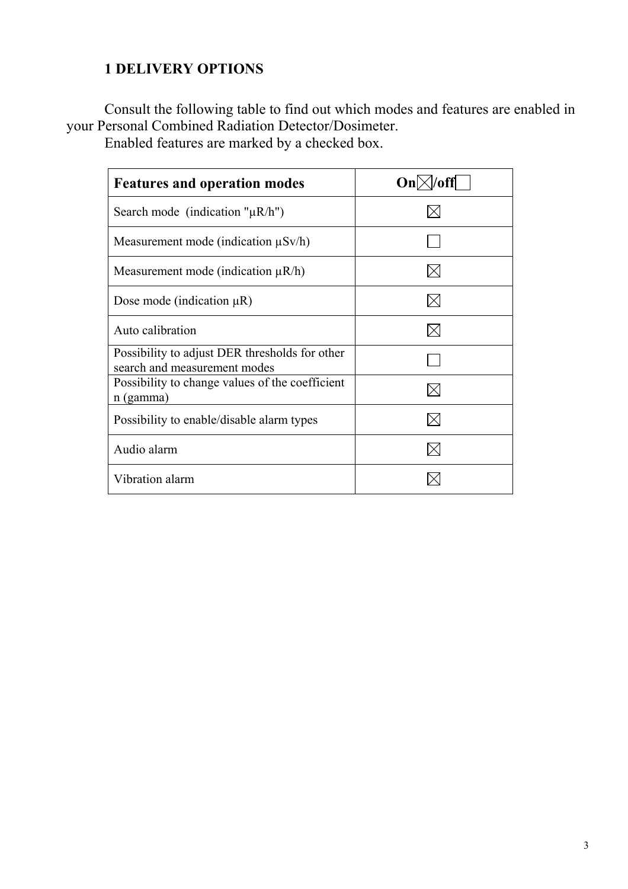# 1 DELIVERY OPTIONS

Consult the following table to find out which modes and features are enabled in your Personal Combined Radiation Detector/Dosimeter.

Enabled features are marked by a checked box.

| **Features and operation modes** | **On☒/off☐** |
|---|---|
| Search mode (indication "μR/h") | ☒ |
| Measurement mode (indication μSv/h) | ☐ |
| Measurement mode (indication μR/h) | ☒ |
| Dose mode (indication μR) | ☒ |
| Auto calibration | ☒ |
| Possibility to adjust DER thresholds for other search and measurement modes | ☐ |
| Possibility to change values of the coefficient n (gamma) | ☒ |
| Possibility to enable/disable alarm types | ☒ |
| Audio alarm | ☒ |
| Vibration alarm | ☒ |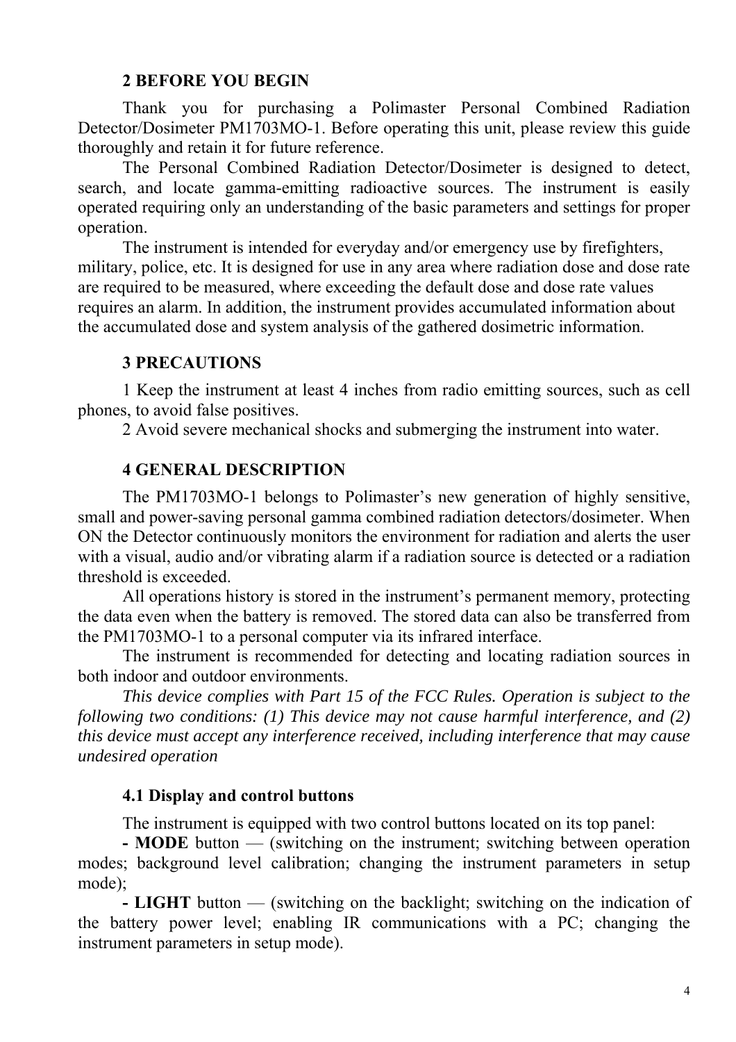## 2 BEFORE YOU BEGIN

Thank you for purchasing a Polimaster Personal Combined Radiation Detector/Dosimeter PM1703MO-1. Before operating this unit, please review this guide thoroughly and retain it for future reference.

The Personal Combined Radiation Detector/Dosimeter is designed to detect, search, and locate gamma-emitting radioactive sources. The instrument is easily operated requiring only an understanding of the basic parameters and settings for proper operation.

The instrument is intended for everyday and/or emergency use by firefighters, military, police, etc. It is designed for use in any area where radiation dose and dose rate are required to be measured, where exceeding the default dose and dose rate values requires an alarm. In addition, the instrument provides accumulated information about the accumulated dose and system analysis of the gathered dosimetric information.

## 3 PRECAUTIONS

1 Keep the instrument at least 4 inches from radio emitting sources, such as cell phones, to avoid false positives.

2 Avoid severe mechanical shocks and submerging the instrument into water.

## 4 GENERAL DESCRIPTION

The PM1703MO-1 belongs to Polimaster's new generation of highly sensitive, small and power-saving personal gamma combined radiation detectors/dosimeter. When ON the Detector continuously monitors the environment for radiation and alerts the user with a visual, audio and/or vibrating alarm if a radiation source is detected or a radiation threshold is exceeded.

All operations history is stored in the instrument's permanent memory, protecting the data even when the battery is removed. The stored data can also be transferred from the PM1703MO-1 to a personal computer via its infrared interface.

The instrument is recommended for detecting and locating radiation sources in both indoor and outdoor environments.

*This device complies with Part 15 of the FCC Rules. Operation is subject to the following two conditions: (1) This device may not cause harmful interference, and (2) this device must accept any interference received, including interference that may cause undesired operation*

### 4.1 Display and control buttons

The instrument is equipped with two control buttons located on its top panel:

**- MODE** button — (switching on the instrument; switching between operation modes; background level calibration; changing the instrument parameters in setup mode);

**- LIGHT** button — (switching on the backlight; switching on the indication of the battery power level; enabling IR communications with a PC; changing the instrument parameters in setup mode).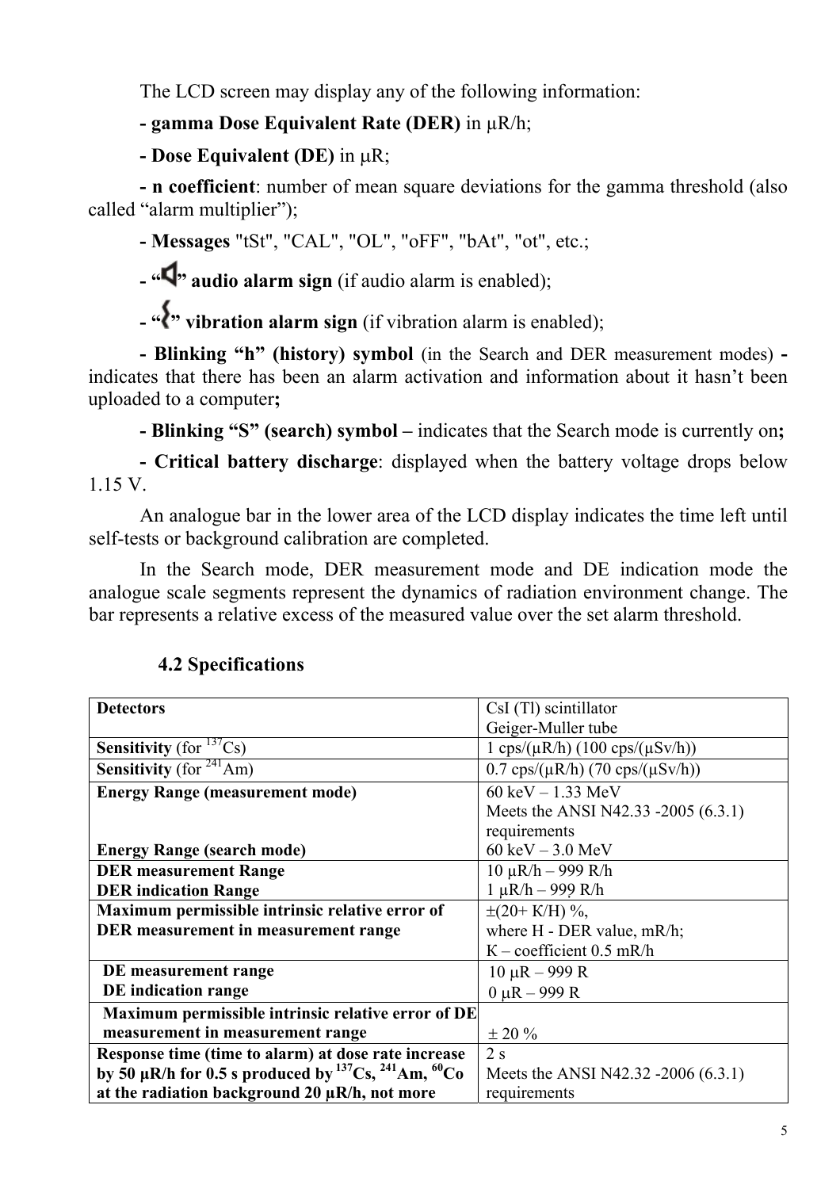The LCD screen may display any of the following information:

**- gamma Dose Equivalent Rate (DER)** in μR/h;

**- Dose Equivalent (DE)** in μR;

**- n coefficient**: number of mean square deviations for the gamma threshold (also called "alarm multiplier");

**- Messages** "tSt", "CAL", "OL", "oFF", "bAt", "ot", etc.;

**- "🔈" audio alarm sign** (if audio alarm is enabled);

**- "{" vibration alarm sign** (if vibration alarm is enabled);

**- Blinking "h" (history) symbol** (in the Search and DER measurement modes) **-** indicates that there has been an alarm activation and information about it hasn't been uploaded to a computer**;**

**- Blinking "S" (search) symbol –** indicates that the Search mode is currently on**;**

**- Critical battery discharge**: displayed when the battery voltage drops below 1.15 V.

An analogue bar in the lower area of the LCD display indicates the time left until self-tests or background calibration are completed.

In the Search mode, DER measurement mode and DE indication mode the analogue scale segments represent the dynamics of radiation environment change. The bar represents a relative excess of the measured value over the set alarm threshold.

### 4.2 Specifications

| | |
|---|---|
| **Detectors** | CsI (Tl) scintillator<br>Geiger-Muller tube |
| **Sensitivity** (for $^{137}$Cs) | 1 cps/(μR/h) (100 cps/(μSv/h)) |
| **Sensitivity** (for $^{241}$Am) | 0.7 cps/(μR/h) (70 cps/(μSv/h)) |
| **Energy Range (measurement mode)**<br><br>**Energy Range (search mode)** | 60 keV – 1.33 MeV<br>Meets the ANSI N42.33 -2005 (6.3.1) requirements<br>60 keV – 3.0 MeV |
| **DER measurement Range**<br>**DER indication Range** | 10 μR/h – 999 R/h<br>1 μR/h – 999 R/h |
| **Maximum permissible intrinsic relative error of DER measurement in measurement range** | ±(20+ K/H) %,<br>where H - DER value, mR/h;<br>K – coefficient 0.5 mR/h |
| **DE measurement range**<br>**DE indication range** | 10 μR – 999 R<br>0 μR – 999 R |
| **Maximum permissible intrinsic relative error of DE measurement in measurement range** | ± 20 % |
| **Response time (time to alarm) at dose rate increase by 50 μR/h for 0.5 s produced by $^{137}$Cs, $^{241}$Am, $^{60}$Co at the radiation background 20 μR/h, not more** | 2 s<br>Meets the ANSI N42.32 -2006 (6.3.1) requirements |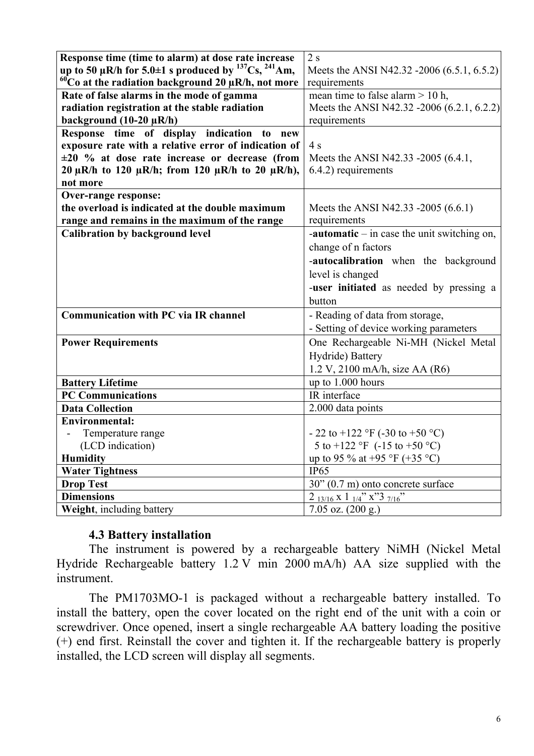| Response time (time to alarm) at dose rate increase up to 50 μR/h for 5.0±1 s produced by $^{137}$Cs, $^{241}$Am, $^{60}$Co at the radiation background 20 μR/h, not more | 2 s<br>Meets the ANSI N42.32 -2006 (6.5.1, 6.5.2) requirements |
|---|---|
| **Rate of false alarms in the mode of gamma radiation registration at the stable radiation background (10-20 μR/h)** | mean time to false alarm > 10 h,<br>Meets the ANSI N42.32 -2006 (6.2.1, 6.2.2) requirements |
| **Response time of display indication to new exposure rate with a relative error of indication of ±20 % at dose rate increase or decrease (from 20 μR/h to 120 μR/h; from 120 μR/h to 20 μR/h), not more** | 4 s<br>Meets the ANSI N42.33 -2005 (6.4.1, 6.4.2) requirements |
| **Over-range response:**<br>**the overload is indicated at the double maximum range and remains in the maximum of the range** | Meets the ANSI N42.33 -2005 (6.6.1) requirements |
| **Calibration by background level** | -**automatic** – in case the unit switching on, change of n factors<br>-**autocalibration** when the background level is changed<br>-**user initiated** as needed by pressing a button |
| **Communication with PC via IR channel** | - Reading of data from storage,<br>- Setting of device working parameters |
| **Power Requirements** | One Rechargeable Ni-MH (Nickel Metal Hydride) Battery<br>1.2 V, 2100 mA/h, size AA (R6) |
| **Battery Lifetime** | up to 1.000 hours |
| **PC Communications** | IR interface |
| **Data Collection** | 2.000 data points |
| **Environmental:**<br>- Temperature range<br>(LCD indication)<br>**Humidity** | <br>- 22 to +122 °F (-30 to +50 °C)<br>5 to +122 °F (-15 to +50 °C)<br>up to 95 % at +95 °F (+35 °C) |
| **Water Tightness** | IP65 |
| **Drop Test** | 30" (0.7 m) onto concrete surface |
| **Dimensions** | 2 $_{13/16}$ x 1 $_{1/4}$" x"3 $_{7/16}$" |
| **Weight**, including battery | 7.05 oz. (200 g.) |

### 4.3 Battery installation

The instrument is powered by a rechargeable battery NiMH (Nickel Metal Hydride Rechargeable battery 1.2 V min 2000 mA/h) AA size supplied with the instrument.

The PM1703MO-1 is packaged without a rechargeable battery installed. To install the battery, open the cover located on the right end of the unit with a coin or screwdriver. Once opened, insert a single rechargeable AA battery loading the positive (+) end first. Reinstall the cover and tighten it. If the rechargeable battery is properly installed, the LCD screen will display all segments.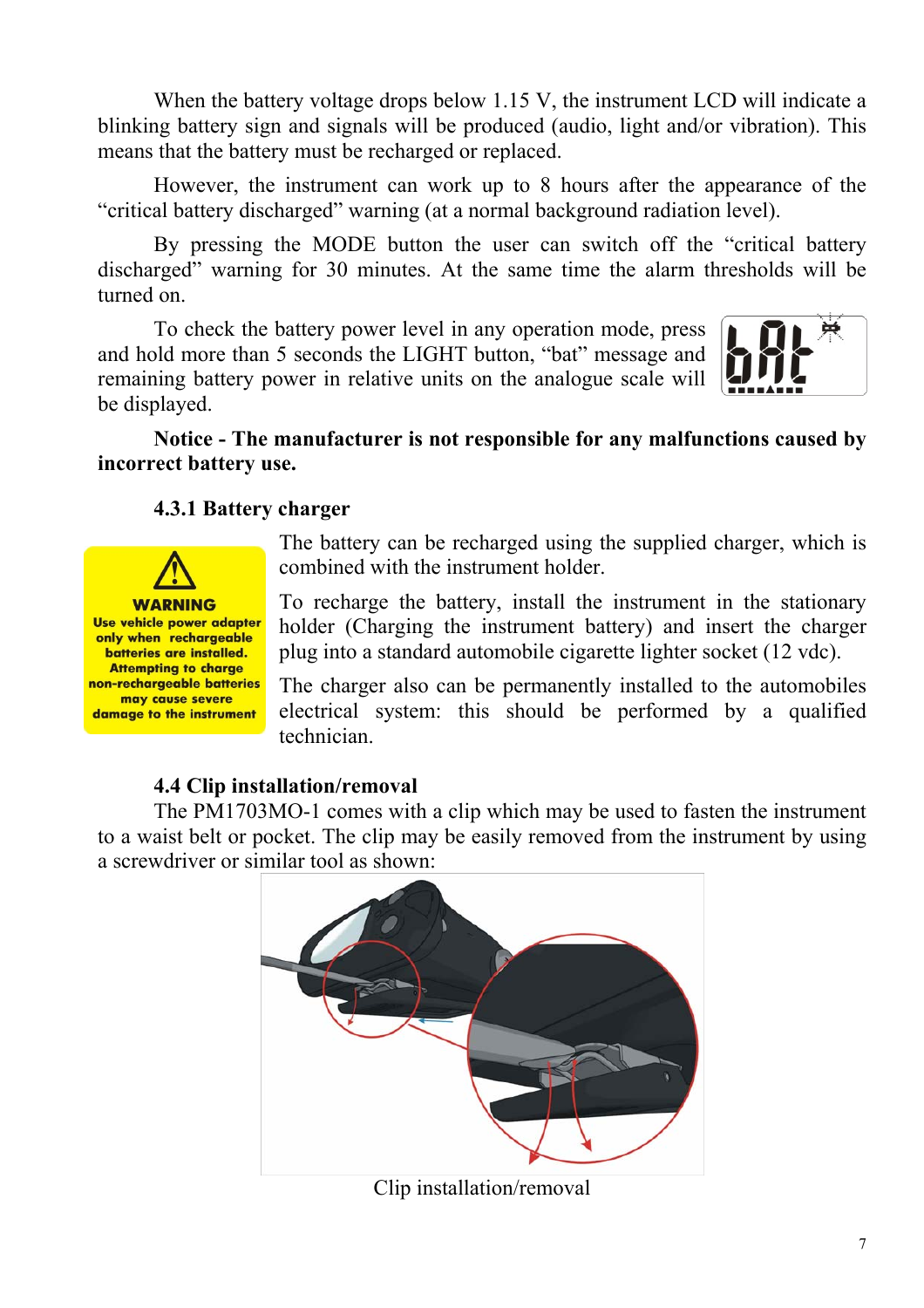When the battery voltage drops below 1.15 V, the instrument LCD will indicate a blinking battery sign and signals will be produced (audio, light and/or vibration). This means that the battery must be recharged or replaced.

However, the instrument can work up to 8 hours after the appearance of the "critical battery discharged" warning (at a normal background radiation level).

By pressing the MODE button the user can switch off the "critical battery discharged" warning for 30 minutes. At the same time the alarm thresholds will be turned on.

To check the battery power level in any operation mode, press and hold more than 5 seconds the LIGHT button, "bat" message and remaining battery power in relative units on the analogue scale will be displayed.

**Notice - The manufacturer is not responsible for any malfunctions caused by incorrect battery use.**

### 4.3.1 Battery charger

**WARNING**
**Use vehicle power adapter only when rechargeable batteries are installed. Attempting to charge non-rechargeable batteries may cause severe damage to the instrument**

The battery can be recharged using the supplied charger, which is combined with the instrument holder.

To recharge the battery, install the instrument in the stationary holder (Charging the instrument battery) and insert the charger plug into a standard automobile cigarette lighter socket (12 vdc).

The charger also can be permanently installed to the automobiles electrical system: this should be performed by a qualified technician.

### 4.4 Clip installation/removal

The PM1703MO-1 comes with a clip which may be used to fasten the instrument to a waist belt or pocket. The clip may be easily removed from the instrument by using a screwdriver or similar tool as shown:

Clip installation/removal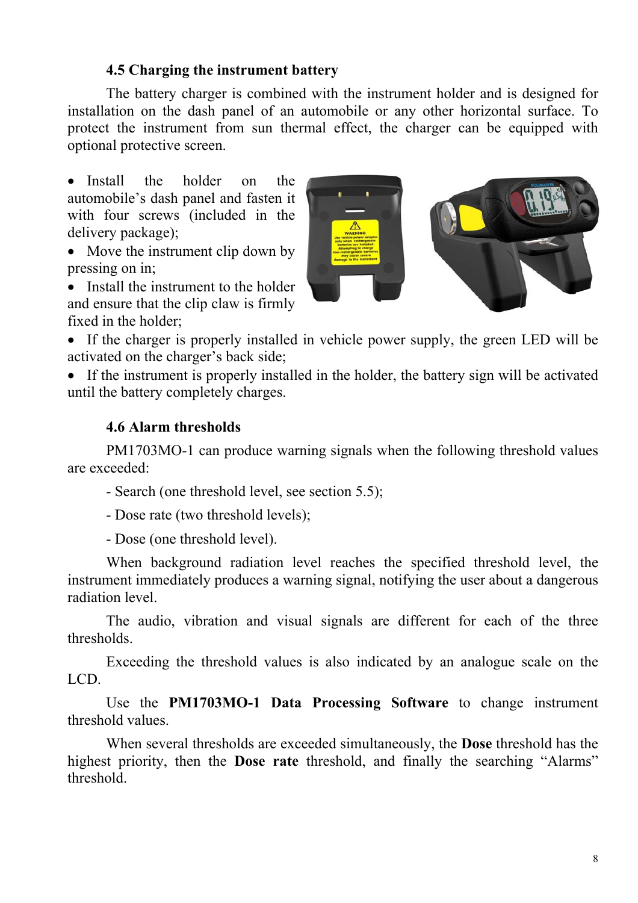### 4.5 Charging the instrument battery

The battery charger is combined with the instrument holder and is designed for installation on the dash panel of an automobile or any other horizontal surface. To protect the instrument from sun thermal effect, the charger can be equipped with optional protective screen.

- Install the holder on the automobile's dash panel and fasten it with four screws (included in the delivery package);
- Move the instrument clip down by pressing on in;
- Install the instrument to the holder and ensure that the clip claw is firmly fixed in the holder;
- If the charger is properly installed in vehicle power supply, the green LED will be activated on the charger's back side;
- If the instrument is properly installed in the holder, the battery sign will be activated until the battery completely charges.

### 4.6 Alarm thresholds

PM1703MO-1 can produce warning signals when the following threshold values are exceeded:

- Search (one threshold level, see section 5.5);

- Dose rate (two threshold levels);

- Dose (one threshold level).

When background radiation level reaches the specified threshold level, the instrument immediately produces a warning signal, notifying the user about a dangerous radiation level.

The audio, vibration and visual signals are different for each of the three thresholds.

Exceeding the threshold values is also indicated by an analogue scale on the LCD.

Use the **PM1703MO-1 Data Processing Software** to change instrument threshold values.

When several thresholds are exceeded simultaneously, the **Dose** threshold has the highest priority, then the **Dose rate** threshold, and finally the searching "Alarms" threshold.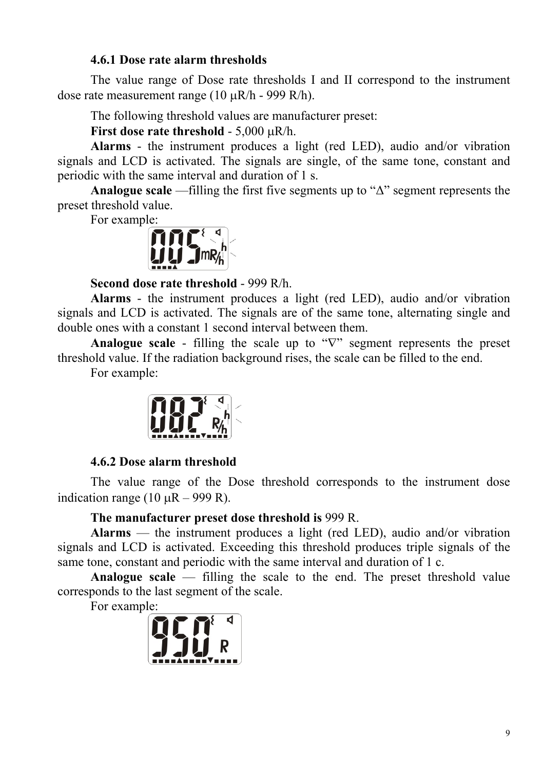### 4.6.1 Dose rate alarm thresholds

The value range of Dose rate thresholds I and II correspond to the instrument dose rate measurement range (10 μR/h - 999 R/h).

The following threshold values are manufacturer preset:

**First dose rate threshold** - 5,000 μR/h.

**Alarms** - the instrument produces a light (red LED), audio and/or vibration signals and LCD is activated. The signals are single, of the same tone, constant and periodic with the same interval and duration of 1 s.

**Analogue scale** —filling the first five segments up to "∆" segment represents the preset threshold value.

For example:

**Second dose rate threshold** - 999 R/h.

**Alarms** - the instrument produces a light (red LED), audio and/or vibration signals and LCD is activated. The signals are of the same tone, alternating single and double ones with a constant 1 second interval between them.

**Analogue scale** - filling the scale up to "∇" segment represents the preset threshold value. If the radiation background rises, the scale can be filled to the end.

For example:

### 4.6.2 Dose alarm threshold

The value range of the Dose threshold corresponds to the instrument dose indication range (10 μR – 999 R).

**The manufacturer preset dose threshold is** 999 R.

**Alarms** — the instrument produces a light (red LED), audio and/or vibration signals and LCD is activated. Exceeding this threshold produces triple signals of the same tone, constant and periodic with the same interval and duration of 1 c.

**Analogue scale** — filling the scale to the end. The preset threshold value corresponds to the last segment of the scale.

For example: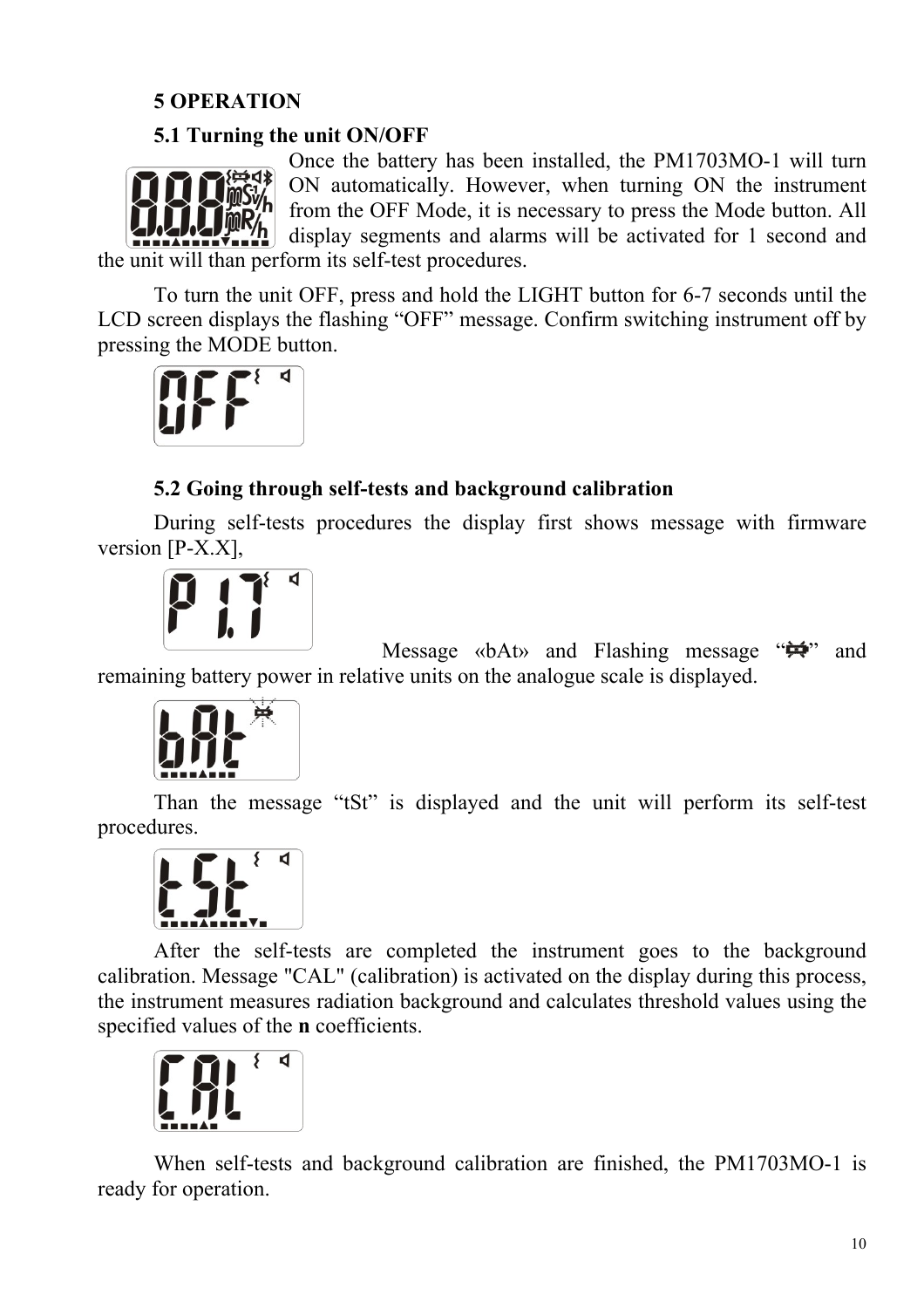## 5 OPERATION

### 5.1 Turning the unit ON/OFF

Once the battery has been installed, the PM1703MO-1 will turn ON automatically. However, when turning ON the instrument from the OFF Mode, it is necessary to press the Mode button. All display segments and alarms will be activated for 1 second and the unit will than perform its self-test procedures.

To turn the unit OFF, press and hold the LIGHT button for 6-7 seconds until the LCD screen displays the flashing “OFF” message. Confirm switching instrument off by pressing the MODE button.

### 5.2 Going through self-tests and background calibration

During self-tests procedures the display first shows message with firmware version [P-X.X],

Message «bAt» and Flashing message “” and remaining battery power in relative units on the analogue scale is displayed.

Than the message “tSt” is displayed and the unit will perform its self-test procedures.

After the self-tests are completed the instrument goes to the background calibration. Message "CAL" (calibration) is activated on the display during this process, the instrument measures radiation background and calculates threshold values using the specified values of the **n** coefficients.

When self-tests and background calibration are finished, the PM1703MO-1 is ready for operation.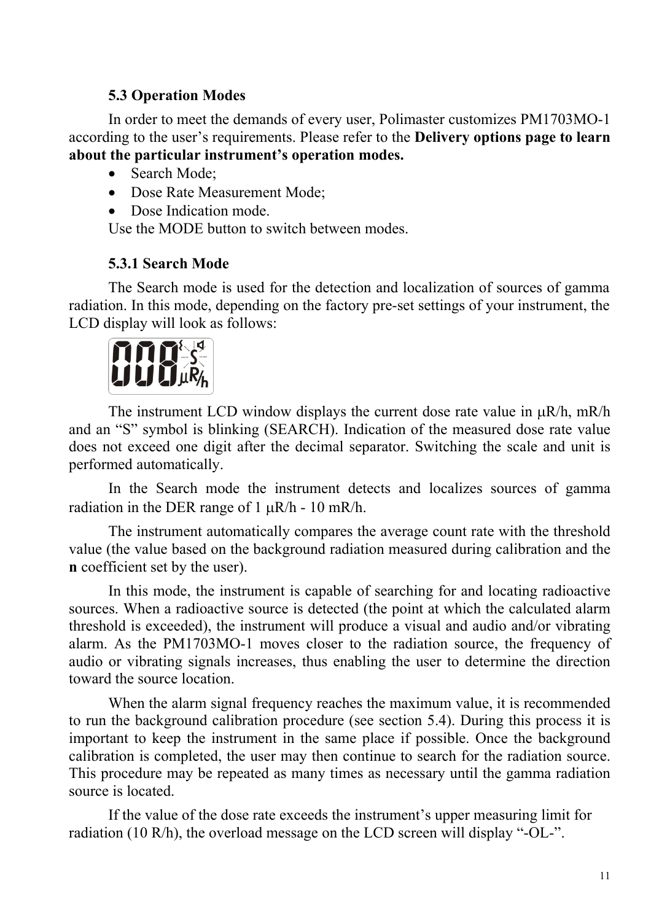### 5.3 Operation Modes

In order to meet the demands of every user, Polimaster customizes PM1703MO-1 according to the user's requirements. Please refer to the **Delivery options page to learn about the particular instrument's operation modes.**

- Search Mode;
- Dose Rate Measurement Mode;
- Dose Indication mode.

Use the MODE button to switch between modes.

#### 5.3.1 Search Mode

The Search mode is used for the detection and localization of sources of gamma radiation. In this mode, depending on the factory pre-set settings of your instrument, the LCD display will look as follows:

The instrument LCD window displays the current dose rate value in μR/h, mR/h and an "S" symbol is blinking (SEARCH). Indication of the measured dose rate value does not exceed one digit after the decimal separator. Switching the scale and unit is performed automatically.

In the Search mode the instrument detects and localizes sources of gamma radiation in the DER range of 1 μR/h - 10 mR/h.

The instrument automatically compares the average count rate with the threshold value (the value based on the background radiation measured during calibration and the **n** coefficient set by the user).

In this mode, the instrument is capable of searching for and locating radioactive sources. When a radioactive source is detected (the point at which the calculated alarm threshold is exceeded), the instrument will produce a visual and audio and/or vibrating alarm. As the PM1703MO-1 moves closer to the radiation source, the frequency of audio or vibrating signals increases, thus enabling the user to determine the direction toward the source location.

When the alarm signal frequency reaches the maximum value, it is recommended to run the background calibration procedure (see section 5.4). During this process it is important to keep the instrument in the same place if possible. Once the background calibration is completed, the user may then continue to search for the radiation source. This procedure may be repeated as many times as necessary until the gamma radiation source is located.

If the value of the dose rate exceeds the instrument's upper measuring limit for radiation (10 R/h), the overload message on the LCD screen will display "-OL-".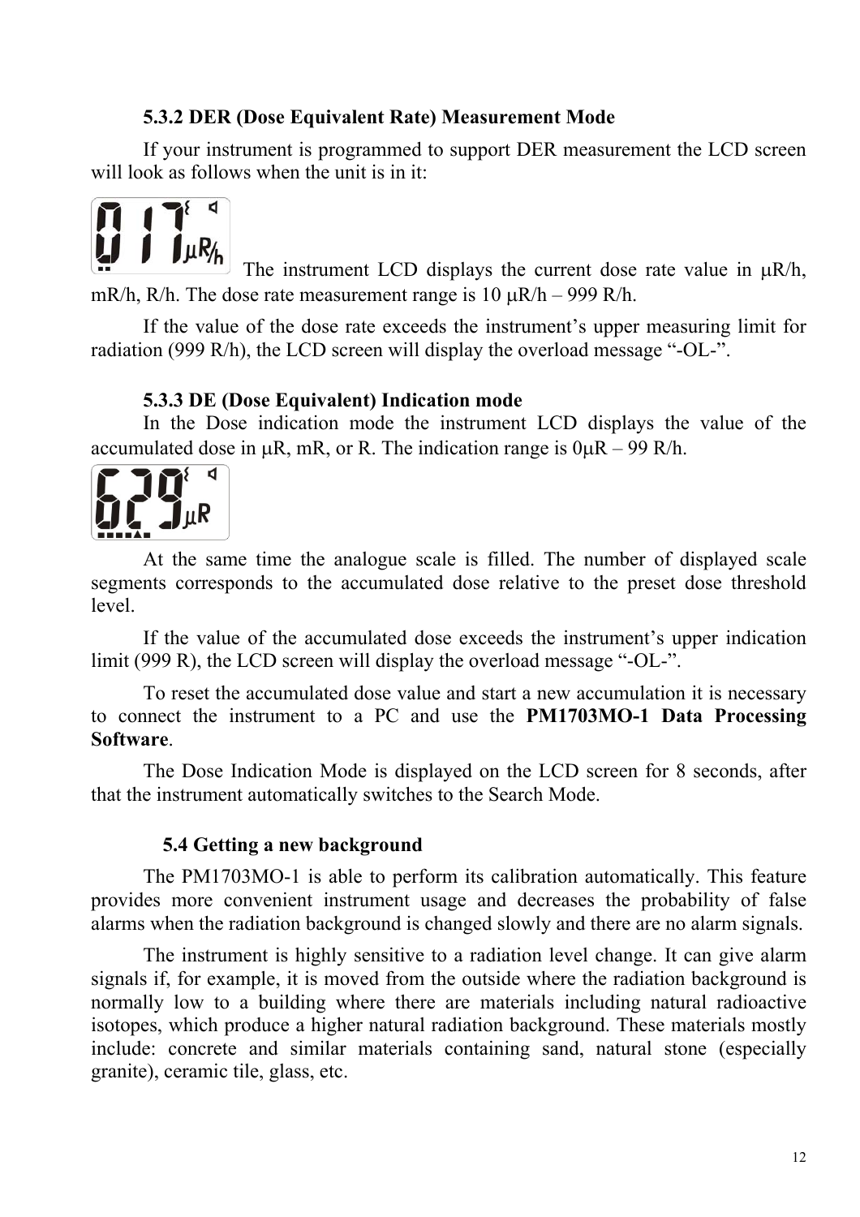### 5.3.2 DER (Dose Equivalent Rate) Measurement Mode

If your instrument is programmed to support DER measurement the LCD screen will look as follows when the unit is in it:

The instrument LCD displays the current dose rate value in μR/h, mR/h, R/h. The dose rate measurement range is 10 μR/h – 999 R/h.

If the value of the dose rate exceeds the instrument's upper measuring limit for radiation (999 R/h), the LCD screen will display the overload message "-OL-".

### 5.3.3 DE (Dose Equivalent) Indication mode

In the Dose indication mode the instrument LCD displays the value of the accumulated dose in μR, mR, or R. The indication range is 0μR – 99 R/h.

At the same time the analogue scale is filled. The number of displayed scale segments corresponds to the accumulated dose relative to the preset dose threshold level.

If the value of the accumulated dose exceeds the instrument's upper indication limit (999 R), the LCD screen will display the overload message "-OL-".

To reset the accumulated dose value and start a new accumulation it is necessary to connect the instrument to a PC and use the **PM1703MO-1 Data Processing Software**.

The Dose Indication Mode is displayed on the LCD screen for 8 seconds, after that the instrument automatically switches to the Search Mode.

## 5.4 Getting a new background

The PM1703MO-1 is able to perform its calibration automatically. This feature provides more convenient instrument usage and decreases the probability of false alarms when the radiation background is changed slowly and there are no alarm signals.

The instrument is highly sensitive to a radiation level change. It can give alarm signals if, for example, it is moved from the outside where the radiation background is normally low to a building where there are materials including natural radioactive isotopes, which produce a higher natural radiation background. These materials mostly include: concrete and similar materials containing sand, natural stone (especially granite), ceramic tile, glass, etc.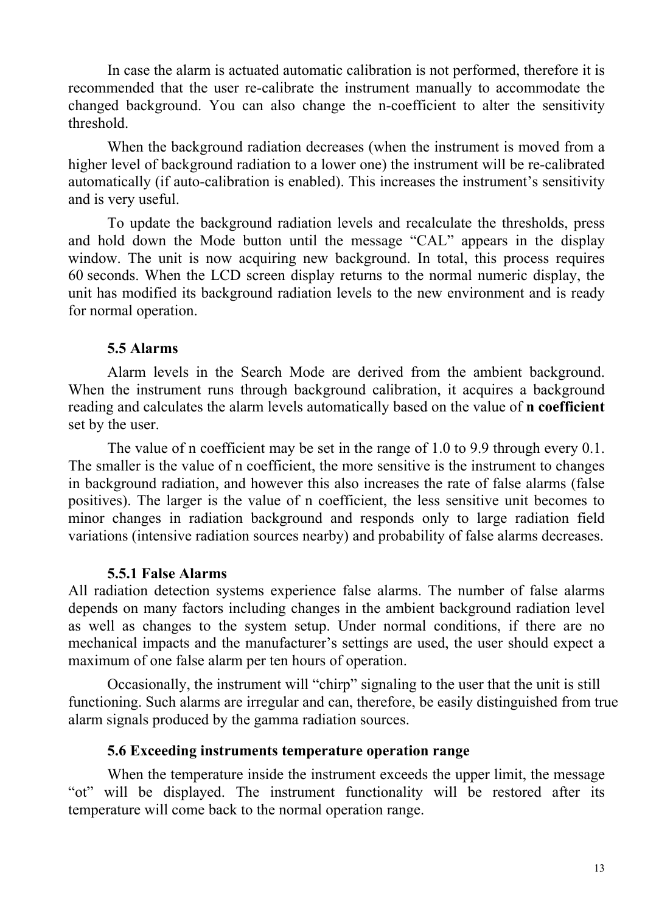In case the alarm is actuated automatic calibration is not performed, therefore it is recommended that the user re-calibrate the instrument manually to accommodate the changed background. You can also change the n-coefficient to alter the sensitivity threshold.

When the background radiation decreases (when the instrument is moved from a higher level of background radiation to a lower one) the instrument will be re-calibrated automatically (if auto-calibration is enabled). This increases the instrument's sensitivity and is very useful.

To update the background radiation levels and recalculate the thresholds, press and hold down the Mode button until the message "CAL" appears in the display window. The unit is now acquiring new background. In total, this process requires 60 seconds. When the LCD screen display returns to the normal numeric display, the unit has modified its background radiation levels to the new environment and is ready for normal operation.

### 5.5 Alarms

Alarm levels in the Search Mode are derived from the ambient background. When the instrument runs through background calibration, it acquires a background reading and calculates the alarm levels automatically based on the value of **n coefficient** set by the user.

The value of n coefficient may be set in the range of 1.0 to 9.9 through every 0.1. The smaller is the value of n coefficient, the more sensitive is the instrument to changes in background radiation, and however this also increases the rate of false alarms (false positives). The larger is the value of n coefficient, the less sensitive unit becomes to minor changes in radiation background and responds only to large radiation field variations (intensive radiation sources nearby) and probability of false alarms decreases.

#### 5.5.1 False Alarms

All radiation detection systems experience false alarms. The number of false alarms depends on many factors including changes in the ambient background radiation level as well as changes to the system setup. Under normal conditions, if there are no mechanical impacts and the manufacturer's settings are used, the user should expect a maximum of one false alarm per ten hours of operation.

Occasionally, the instrument will "chirp" signaling to the user that the unit is still functioning. Such alarms are irregular and can, therefore, be easily distinguished from true alarm signals produced by the gamma radiation sources.

### 5.6 Exceeding instruments temperature operation range

When the temperature inside the instrument exceeds the upper limit, the message "ot" will be displayed. The instrument functionality will be restored after its temperature will come back to the normal operation range.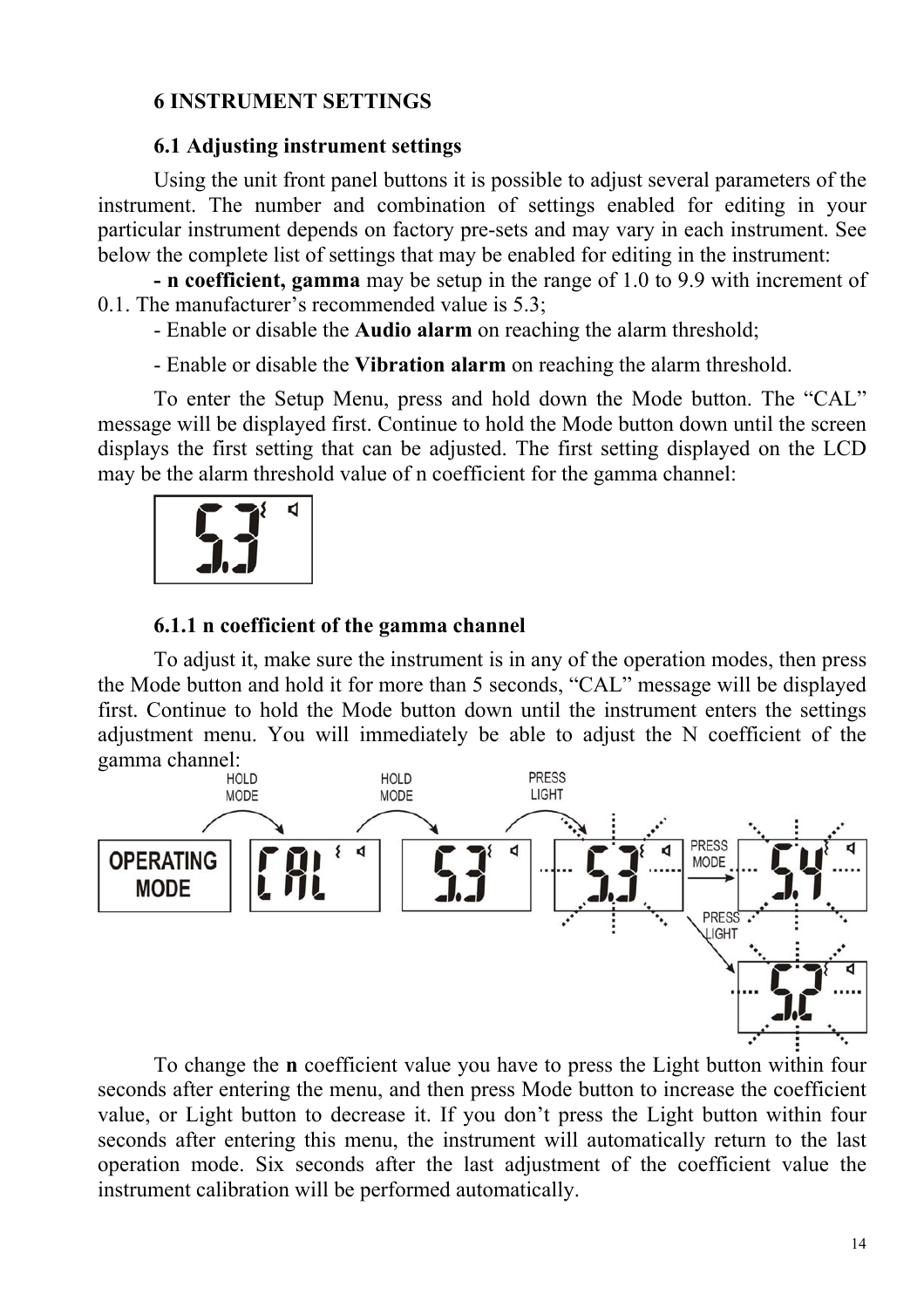## 6 INSTRUMENT SETTINGS

### 6.1 Adjusting instrument settings

Using the unit front panel buttons it is possible to adjust several parameters of the instrument. The number and combination of settings enabled for editing in your particular instrument depends on factory pre-sets and may vary in each instrument. See below the complete list of settings that may be enabled for editing in the instrument:

**- n coefficient, gamma** may be setup in the range of 1.0 to 9.9 with increment of 0.1. The manufacturer's recommended value is 5.3;

- Enable or disable the **Audio alarm** on reaching the alarm threshold;

- Enable or disable the **Vibration alarm** on reaching the alarm threshold.

To enter the Setup Menu, press and hold down the Mode button. The "CAL" message will be displayed first. Continue to hold the Mode button down until the screen displays the first setting that can be adjusted. The first setting displayed on the LCD may be the alarm threshold value of n coefficient for the gamma channel:

#### 6.1.1 n coefficient of the gamma channel

To adjust it, make sure the instrument is in any of the operation modes, then press the Mode button and hold it for more than 5 seconds, "CAL" message will be displayed first. Continue to hold the Mode button down until the instrument enters the settings adjustment menu. You will immediately be able to adjust the N coefficient of the gamma channel:

To change the **n** coefficient value you have to press the Light button within four seconds after entering the menu, and then press Mode button to increase the coefficient value, or Light button to decrease it. If you don't press the Light button within four seconds after entering this menu, the instrument will automatically return to the last operation mode. Six seconds after the last adjustment of the coefficient value the instrument calibration will be performed automatically.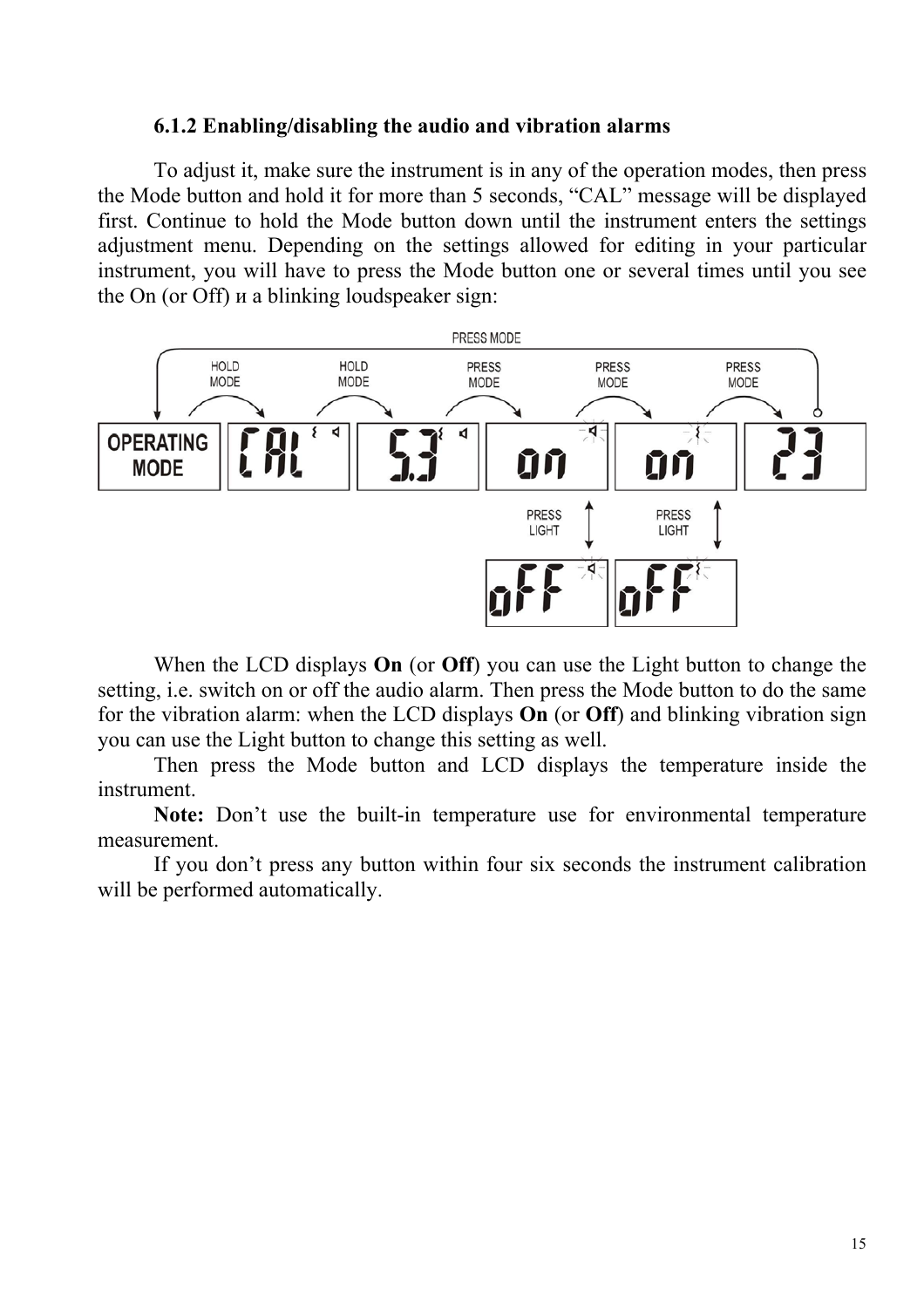### 6.1.2 Enabling/disabling the audio and vibration alarms

To adjust it, make sure the instrument is in any of the operation modes, then press the Mode button and hold it for more than 5 seconds, "CAL" message will be displayed first. Continue to hold the Mode button down until the instrument enters the settings adjustment menu. Depending on the settings allowed for editing in your particular instrument, you will have to press the Mode button one or several times until you see the On (or Off) и a blinking loudspeaker sign:

When the LCD displays **On** (or **Off**) you can use the Light button to change the setting, i.e. switch on or off the audio alarm. Then press the Mode button to do the same for the vibration alarm: when the LCD displays **On** (or **Off**) and blinking vibration sign you can use the Light button to change this setting as well.

Then press the Mode button and LCD displays the temperature inside the instrument.

**Note:** Don't use the built-in temperature use for environmental temperature measurement.

If you don't press any button within four six seconds the instrument calibration will be performed automatically.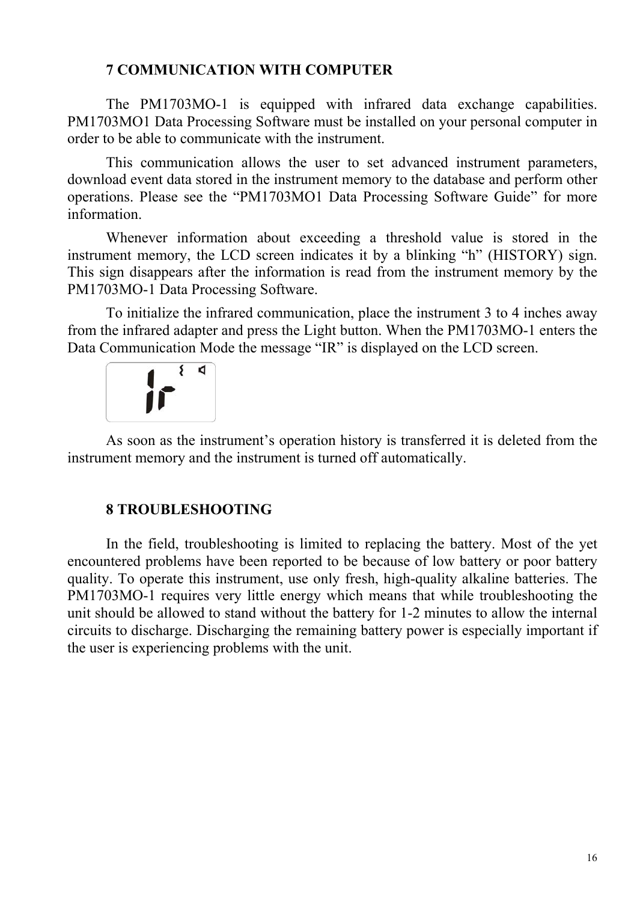## 7 COMMUNICATION WITH COMPUTER

The PM1703MO-1 is equipped with infrared data exchange capabilities. PM1703MO1 Data Processing Software must be installed on your personal computer in order to be able to communicate with the instrument.

This communication allows the user to set advanced instrument parameters, download event data stored in the instrument memory to the database and perform other operations. Please see the "PM1703MO1 Data Processing Software Guide" for more information.

Whenever information about exceeding a threshold value is stored in the instrument memory, the LCD screen indicates it by a blinking "h" (HISTORY) sign. This sign disappears after the information is read from the instrument memory by the PM1703MO-1 Data Processing Software.

To initialize the infrared communication, place the instrument 3 to 4 inches away from the infrared adapter and press the Light button. When the PM1703MO-1 enters the Data Communication Mode the message "IR" is displayed on the LCD screen.

As soon as the instrument's operation history is transferred it is deleted from the instrument memory and the instrument is turned off automatically.

## 8 TROUBLESHOOTING

In the field, troubleshooting is limited to replacing the battery. Most of the yet encountered problems have been reported to be because of low battery or poor battery quality. To operate this instrument, use only fresh, high-quality alkaline batteries. The PM1703MO-1 requires very little energy which means that while troubleshooting the unit should be allowed to stand without the battery for 1-2 minutes to allow the internal circuits to discharge. Discharging the remaining battery power is especially important if the user is experiencing problems with the unit.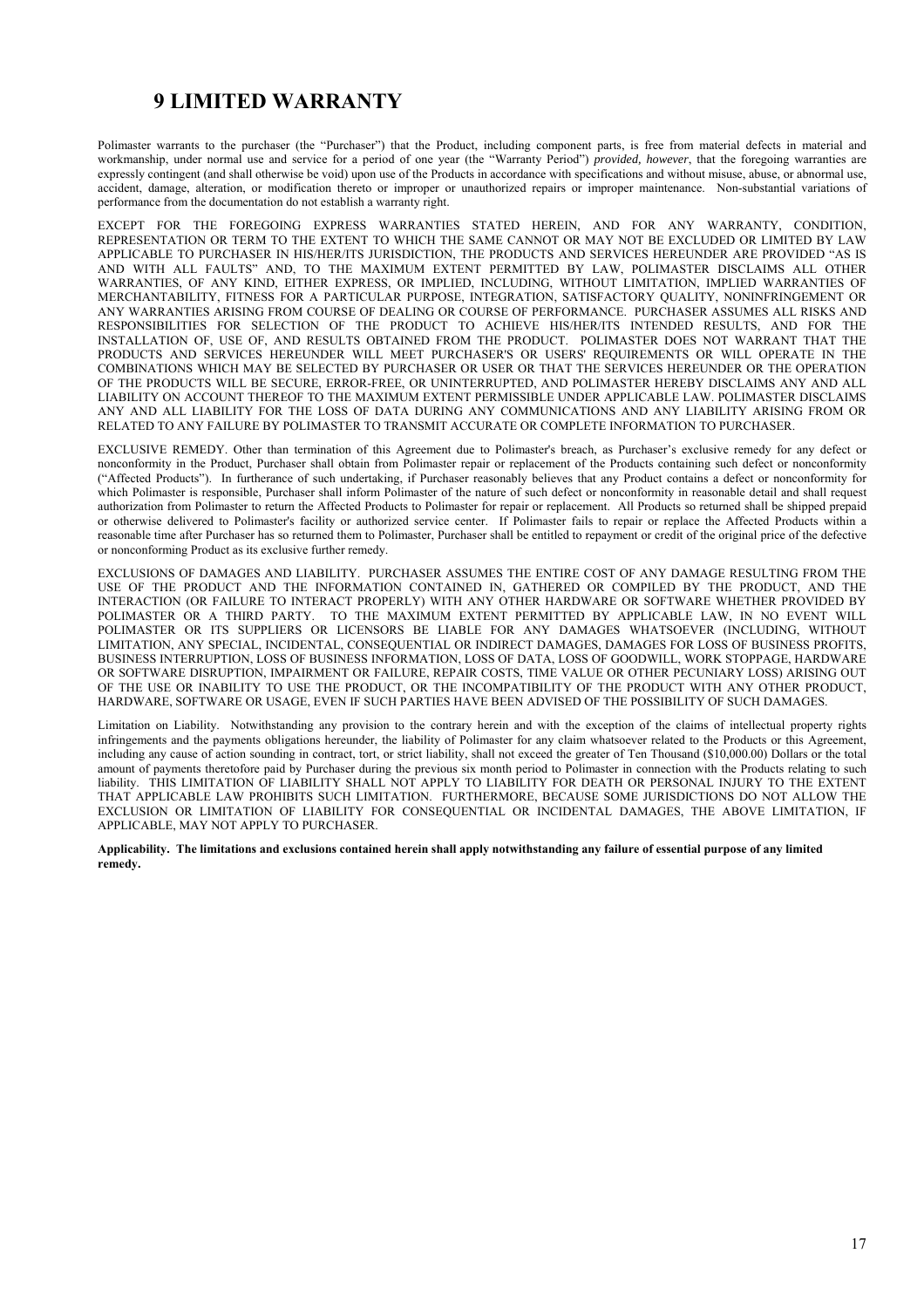# 9 LIMITED WARRANTY

Polimaster warrants to the purchaser (the "Purchaser") that the Product, including component parts, is free from material defects in material and workmanship, under normal use and service for a period of one year (the "Warranty Period") *provided, however*, that the foregoing warranties are expressly contingent (and shall otherwise be void) upon use of the Products in accordance with specifications and without misuse, abuse, or abnormal use, accident, damage, alteration, or modification thereto or improper or unauthorized repairs or improper maintenance. Non-substantial variations of performance from the documentation do not establish a warranty right.

EXCEPT FOR THE FOREGOING EXPRESS WARRANTIES STATED HEREIN, AND FOR ANY WARRANTY, CONDITION, REPRESENTATION OR TERM TO THE EXTENT TO WHICH THE SAME CANNOT OR MAY NOT BE EXCLUDED OR LIMITED BY LAW APPLICABLE TO PURCHASER IN HIS/HER/ITS JURISDICTION, THE PRODUCTS AND SERVICES HEREUNDER ARE PROVIDED "AS IS AND WITH ALL FAULTS" AND, TO THE MAXIMUM EXTENT PERMITTED BY LAW, POLIMASTER DISCLAIMS ALL OTHER WARRANTIES, OF ANY KIND, EITHER EXPRESS, OR IMPLIED, INCLUDING, WITHOUT LIMITATION, IMPLIED WARRANTIES OF MERCHANTABILITY, FITNESS FOR A PARTICULAR PURPOSE, INTEGRATION, SATISFACTORY QUALITY, NONINFRINGEMENT OR ANY WARRANTIES ARISING FROM COURSE OF DEALING OR COURSE OF PERFORMANCE. PURCHASER ASSUMES ALL RISKS AND RESPONSIBILITIES FOR SELECTION OF THE PRODUCT TO ACHIEVE HIS/HER/ITS INTENDED RESULTS, AND FOR THE INSTALLATION OF, USE OF, AND RESULTS OBTAINED FROM THE PRODUCT. POLIMASTER DOES NOT WARRANT THAT THE PRODUCTS AND SERVICES HEREUNDER WILL MEET PURCHASER'S OR USERS' REQUIREMENTS OR WILL OPERATE IN THE COMBINATIONS WHICH MAY BE SELECTED BY PURCHASER OR USER OR THAT THE SERVICES HEREUNDER OR THE OPERATION OF THE PRODUCTS WILL BE SECURE, ERROR-FREE, OR UNINTERRUPTED, AND POLIMASTER HEREBY DISCLAIMS ANY AND ALL LIABILITY ON ACCOUNT THEREOF TO THE MAXIMUM EXTENT PERMISSIBLE UNDER APPLICABLE LAW. POLIMASTER DISCLAIMS ANY AND ALL LIABILITY FOR THE LOSS OF DATA DURING ANY COMMUNICATIONS AND ANY LIABILITY ARISING FROM OR RELATED TO ANY FAILURE BY POLIMASTER TO TRANSMIT ACCURATE OR COMPLETE INFORMATION TO PURCHASER.

EXCLUSIVE REMEDY. Other than termination of this Agreement due to Polimaster's breach, as Purchaser's exclusive remedy for any defect or nonconformity in the Product, Purchaser shall obtain from Polimaster repair or replacement of the Products containing such defect or nonconformity ("Affected Products"). In furtherance of such undertaking, if Purchaser reasonably believes that any Product contains a defect or nonconformity for which Polimaster is responsible, Purchaser shall inform Polimaster of the nature of such defect or nonconformity in reasonable detail and shall request authorization from Polimaster to return the Affected Products to Polimaster for repair or replacement. All Products so returned shall be shipped prepaid or otherwise delivered to Polimaster's facility or authorized service center. If Polimaster fails to repair or replace the Affected Products within a reasonable time after Purchaser has so returned them to Polimaster, Purchaser shall be entitled to repayment or credit of the original price of the defective or nonconforming Product as its exclusive further remedy.

EXCLUSIONS OF DAMAGES AND LIABILITY. PURCHASER ASSUMES THE ENTIRE COST OF ANY DAMAGE RESULTING FROM THE USE OF THE PRODUCT AND THE INFORMATION CONTAINED IN, GATHERED OR COMPILED BY THE PRODUCT, AND THE INTERACTION (OR FAILURE TO INTERACT PROPERLY) WITH ANY OTHER HARDWARE OR SOFTWARE WHETHER PROVIDED BY POLIMASTER OR A THIRD PARTY. TO THE MAXIMUM EXTENT PERMITTED BY APPLICABLE LAW, IN NO EVENT WILL POLIMASTER OR ITS SUPPLIERS OR LICENSORS BE LIABLE FOR ANY DAMAGES WHATSOEVER (INCLUDING, WITHOUT LIMITATION, ANY SPECIAL, INCIDENTAL, CONSEQUENTIAL OR INDIRECT DAMAGES, DAMAGES FOR LOSS OF BUSINESS PROFITS, BUSINESS INTERRUPTION, LOSS OF BUSINESS INFORMATION, LOSS OF DATA, LOSS OF GOODWILL, WORK STOPPAGE, HARDWARE OR SOFTWARE DISRUPTION, IMPAIRMENT OR FAILURE, REPAIR COSTS, TIME VALUE OR OTHER PECUNIARY LOSS) ARISING OUT OF THE USE OR INABILITY TO USE THE PRODUCT, OR THE INCOMPATIBILITY OF THE PRODUCT WITH ANY OTHER PRODUCT, HARDWARE, SOFTWARE OR USAGE, EVEN IF SUCH PARTIES HAVE BEEN ADVISED OF THE POSSIBILITY OF SUCH DAMAGES.

Limitation on Liability. Notwithstanding any provision to the contrary herein and with the exception of the claims of intellectual property rights infringements and the payments obligations hereunder, the liability of Polimaster for any claim whatsoever related to the Products or this Agreement, including any cause of action sounding in contract, tort, or strict liability, shall not exceed the greater of Ten Thousand ($10,000.00) Dollars or the total amount of payments theretofore paid by Purchaser during the previous six month period to Polimaster in connection with the Products relating to such liability. THIS LIMITATION OF LIABILITY SHALL NOT APPLY TO LIABILITY FOR DEATH OR PERSONAL INJURY TO THE EXTENT THAT APPLICABLE LAW PROHIBITS SUCH LIMITATION. FURTHERMORE, BECAUSE SOME JURISDICTIONS DO NOT ALLOW THE EXCLUSION OR LIMITATION OF LIABILITY FOR CONSEQUENTIAL OR INCIDENTAL DAMAGES, THE ABOVE LIMITATION, IF APPLICABLE, MAY NOT APPLY TO PURCHASER.

**Applicability. The limitations and exclusions contained herein shall apply notwithstanding any failure of essential purpose of any limited remedy.**